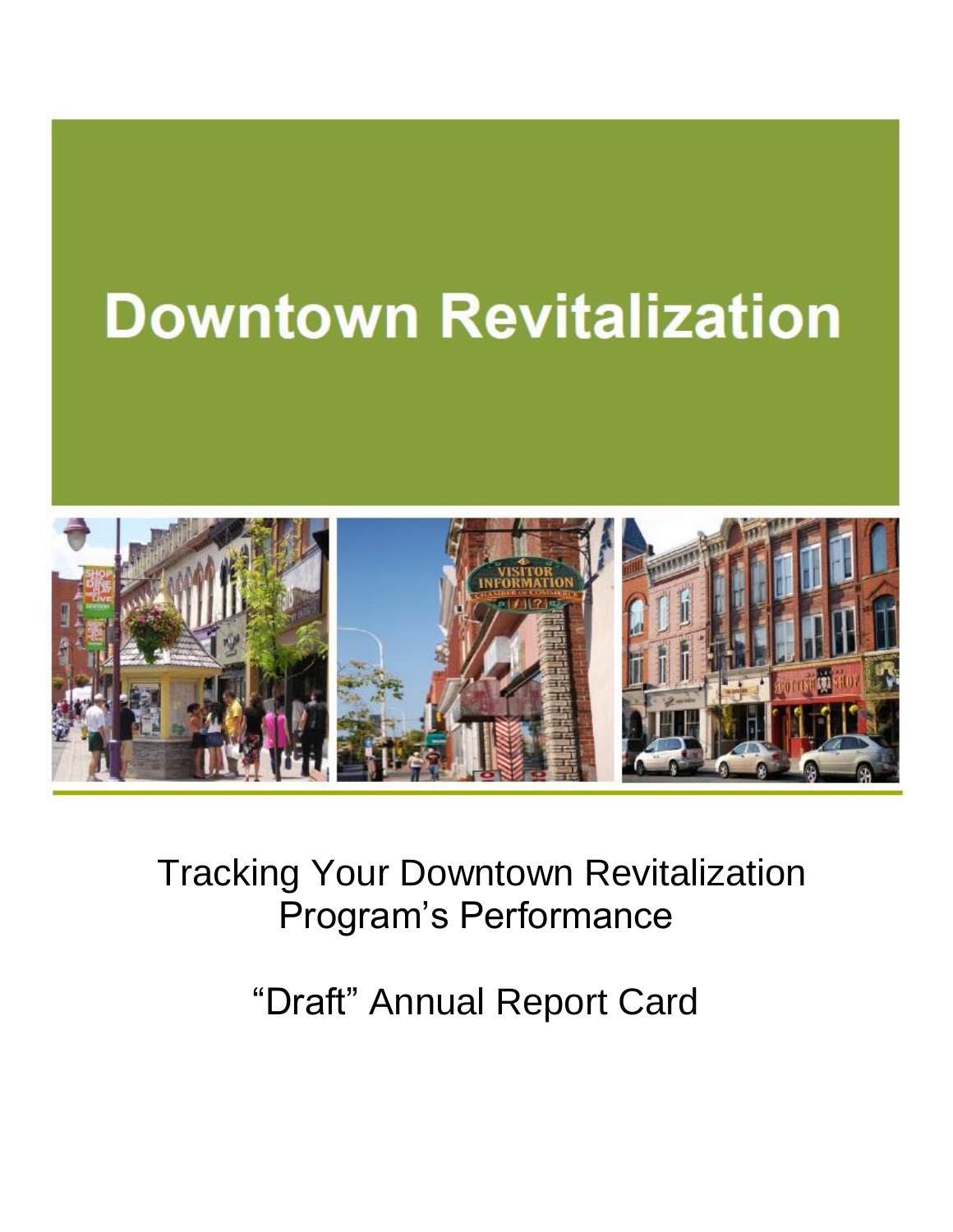# Downtown Revitalization

Tracking Your Downtown Revitalization Program's Performance

"Draft" Annual Report Card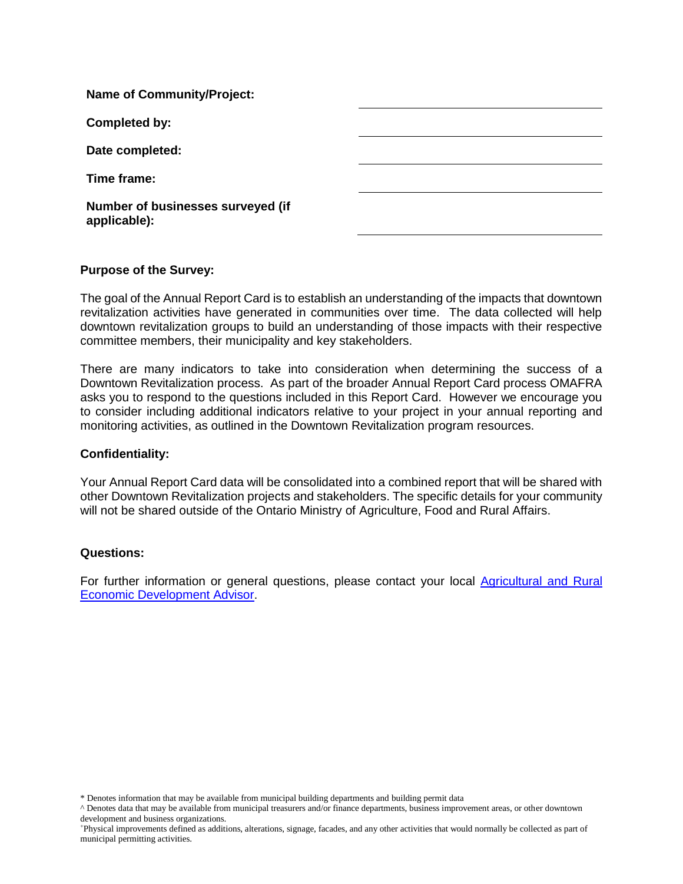**Name of Community/Project:** \_\_\_\_\_\_\_\_\_\_\_\_\_\_\_\_\_\_\_\_\_\_\_\_\_\_\_\_\_\_

**Completed by:** \_\_\_\_\_\_\_\_\_\_\_\_\_\_\_\_\_\_\_\_\_\_\_\_\_\_\_\_\_\_

**Date completed:** \_\_\_\_\_\_\_\_\_\_\_\_\_\_\_\_\_\_\_\_\_\_\_\_\_\_\_\_\_\_

**Time frame:** \_\_\_\_\_\_\_\_\_\_\_\_\_\_\_\_\_\_\_\_\_\_\_\_\_\_\_\_\_\_

**Number of businesses surveyed (if applicable):** \_\_\_\_\_\_\_\_\_\_\_\_\_\_\_\_\_\_\_\_\_\_\_\_\_\_\_\_\_\_

**Purpose of the Survey:**

The goal of the Annual Report Card is to establish an understanding of the impacts that downtown revitalization activities have generated in communities over time. The data collected will help downtown revitalization groups to build an understanding of those impacts with their respective committee members, their municipality and key stakeholders.

There are many indicators to take into consideration when determining the success of a Downtown Revitalization process. As part of the broader Annual Report Card process OMAFRA asks you to respond to the questions included in this Report Card. However we encourage you to consider including additional indicators relative to your project in your annual reporting and monitoring activities, as outlined in the Downtown Revitalization program resources.

**Confidentiality:**

Your Annual Report Card data will be consolidated into a combined report that will be shared with other Downtown Revitalization projects and stakeholders. The specific details for your community will not be shared outside of the Ontario Ministry of Agriculture, Food and Rural Affairs.

**Questions:**

For further information or general questions, please contact your local Agricultural and Rural Economic Development Advisor.

* Denotes information that may be available from municipal building departments and building permit data

^ Denotes data that may be available from municipal treasurers and/or finance departments, business improvement areas, or other downtown development and business organizations.

+Physical improvements defined as additions, alterations, signage, facades, and any other activities that would normally be collected as part of municipal permitting activities.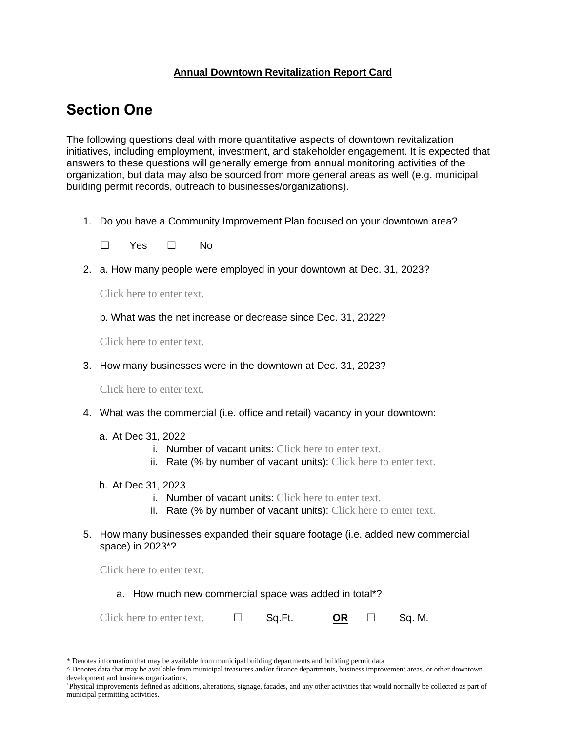**Annual Downtown Revitalization Report Card**

# Section One

The following questions deal with more quantitative aspects of downtown revitalization initiatives, including employment, investment, and stakeholder engagement. It is expected that answers to these questions will generally emerge from annual monitoring activities of the organization, but data may also be sourced from more general areas as well (e.g. municipal building permit records, outreach to businesses/organizations).

1. Do you have a Community Improvement Plan focused on your downtown area?

   ☐ Yes ☐ No

2. a. How many people were employed in your downtown at Dec. 31, 2023?

   Click here to enter text.

   b. What was the net increase or decrease since Dec. 31, 2022?

   Click here to enter text.

3. How many businesses were in the downtown at Dec. 31, 2023?

   Click here to enter text.

4. What was the commercial (i.e. office and retail) vacancy in your downtown:

   a. At Dec 31, 2022
      i. Number of vacant units: Click here to enter text.
      ii. Rate (% by number of vacant units): Click here to enter text.

   b. At Dec 31, 2023
      i. Number of vacant units: Click here to enter text.
      ii. Rate (% by number of vacant units): Click here to enter text.

5. How many businesses expanded their square footage (i.e. added new commercial space) in 2023*?

   Click here to enter text.

   a. How much new commercial space was added in total*?

   Click here to enter text. ☐ Sq.Ft. **OR** ☐ Sq. M.

* Denotes information that may be available from municipal building departments and building permit data

^ Denotes data that may be available from municipal treasurers and/or finance departments, business improvement areas, or other downtown development and business organizations.

+Physical improvements defined as additions, alterations, signage, facades, and any other activities that would normally be collected as part of municipal permitting activities.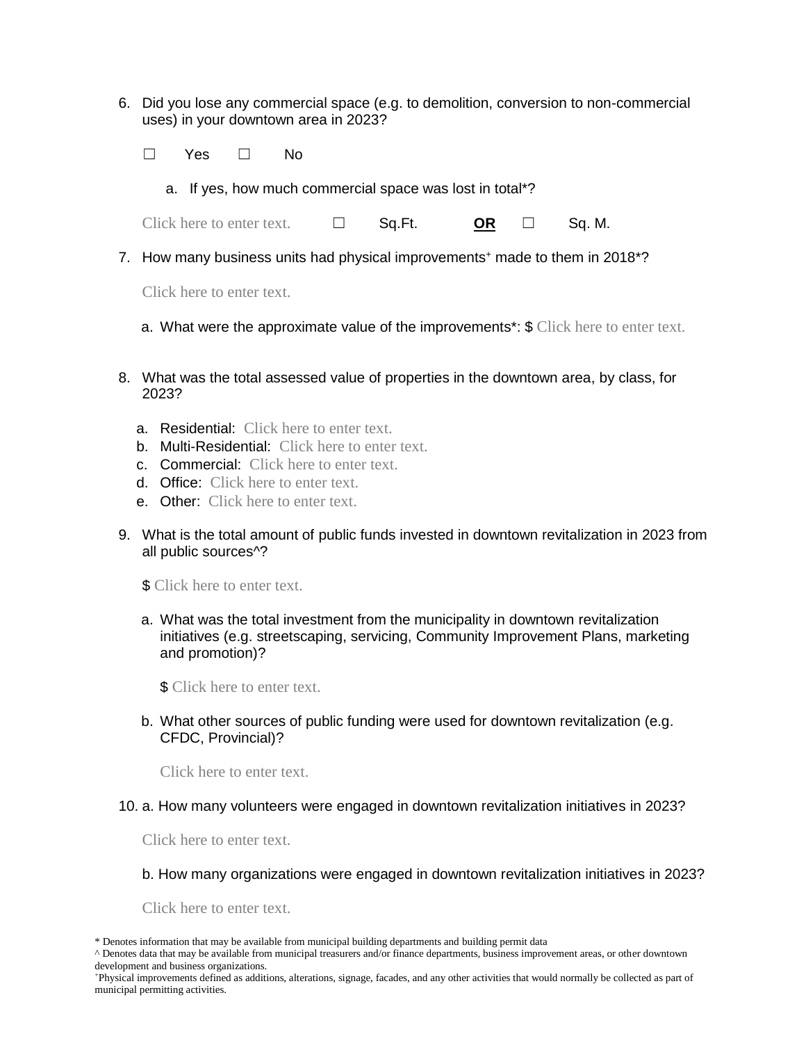6. Did you lose any commercial space (e.g. to demolition, conversion to non-commercial uses) in your downtown area in 2023?

   ☐ Yes ☐ No

   a. If yes, how much commercial space was lost in total*?

   Click here to enter text. ☐ Sq.Ft. **OR** ☐ Sq. M.

7. How many business units had physical improvements⁺ made to them in 2018*?

   Click here to enter text.

   a. What were the approximate value of the improvements*: $ Click here to enter text.

8. What was the total assessed value of properties in the downtown area, by class, for 2023?

   a. Residential: Click here to enter text.
   b. Multi-Residential: Click here to enter text.
   c. Commercial: Click here to enter text.
   d. Office: Click here to enter text.
   e. Other: Click here to enter text.

9. What is the total amount of public funds invested in downtown revitalization in 2023 from all public sources^?

   $ Click here to enter text.

   a. What was the total investment from the municipality in downtown revitalization initiatives (e.g. streetscaping, servicing, Community Improvement Plans, marketing and promotion)?

      $ Click here to enter text.

   b. What other sources of public funding were used for downtown revitalization (e.g. CFDC, Provincial)?

      Click here to enter text.

10. a. How many volunteers were engaged in downtown revitalization initiatives in 2023?

    Click here to enter text.

    b. How many organizations were engaged in downtown revitalization initiatives in 2023?

    Click here to enter text.

---

* Denotes information that may be available from municipal building departments and building permit data

^ Denotes data that may be available from municipal treasurers and/or finance departments, business improvement areas, or other downtown development and business organizations.

⁺Physical improvements defined as additions, alterations, signage, facades, and any other activities that would normally be collected as part of municipal permitting activities.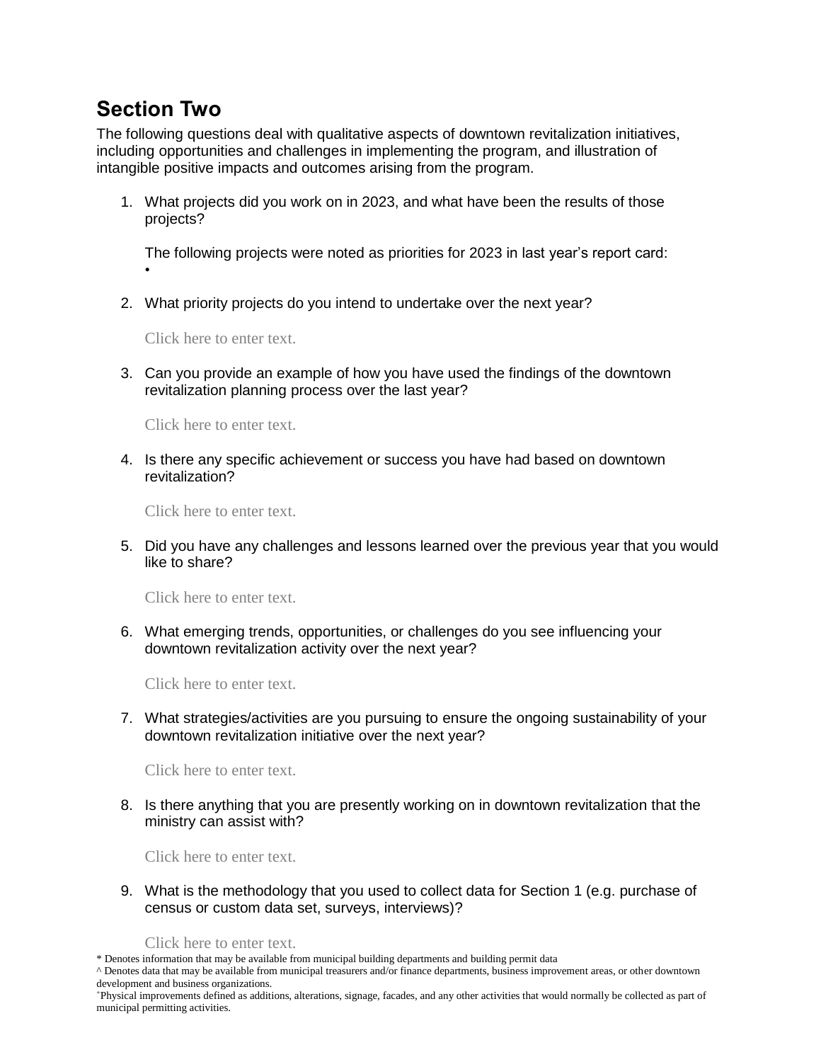## Section Two

The following questions deal with qualitative aspects of downtown revitalization initiatives, including opportunities and challenges in implementing the program, and illustration of intangible positive impacts and outcomes arising from the program.

1. What projects did you work on in 2023, and what have been the results of those projects?

   The following projects were noted as priorities for 2023 in last year's report card:
   •

2. What priority projects do you intend to undertake over the next year?

   Click here to enter text.

3. Can you provide an example of how you have used the findings of the downtown revitalization planning process over the last year?

   Click here to enter text.

4. Is there any specific achievement or success you have had based on downtown revitalization?

   Click here to enter text.

5. Did you have any challenges and lessons learned over the previous year that you would like to share?

   Click here to enter text.

6. What emerging trends, opportunities, or challenges do you see influencing your downtown revitalization activity over the next year?

   Click here to enter text.

7. What strategies/activities are you pursuing to ensure the ongoing sustainability of your downtown revitalization initiative over the next year?

   Click here to enter text.

8. Is there anything that you are presently working on in downtown revitalization that the ministry can assist with?

   Click here to enter text.

9. What is the methodology that you used to collect data for Section 1 (e.g. purchase of census or custom data set, surveys, interviews)?

   Click here to enter text.

* Denotes information that may be available from municipal building departments and building permit data

^ Denotes data that may be available from municipal treasurers and/or finance departments, business improvement areas, or other downtown development and business organizations.

⁺Physical improvements defined as additions, alterations, signage, facades, and any other activities that would normally be collected as part of municipal permitting activities.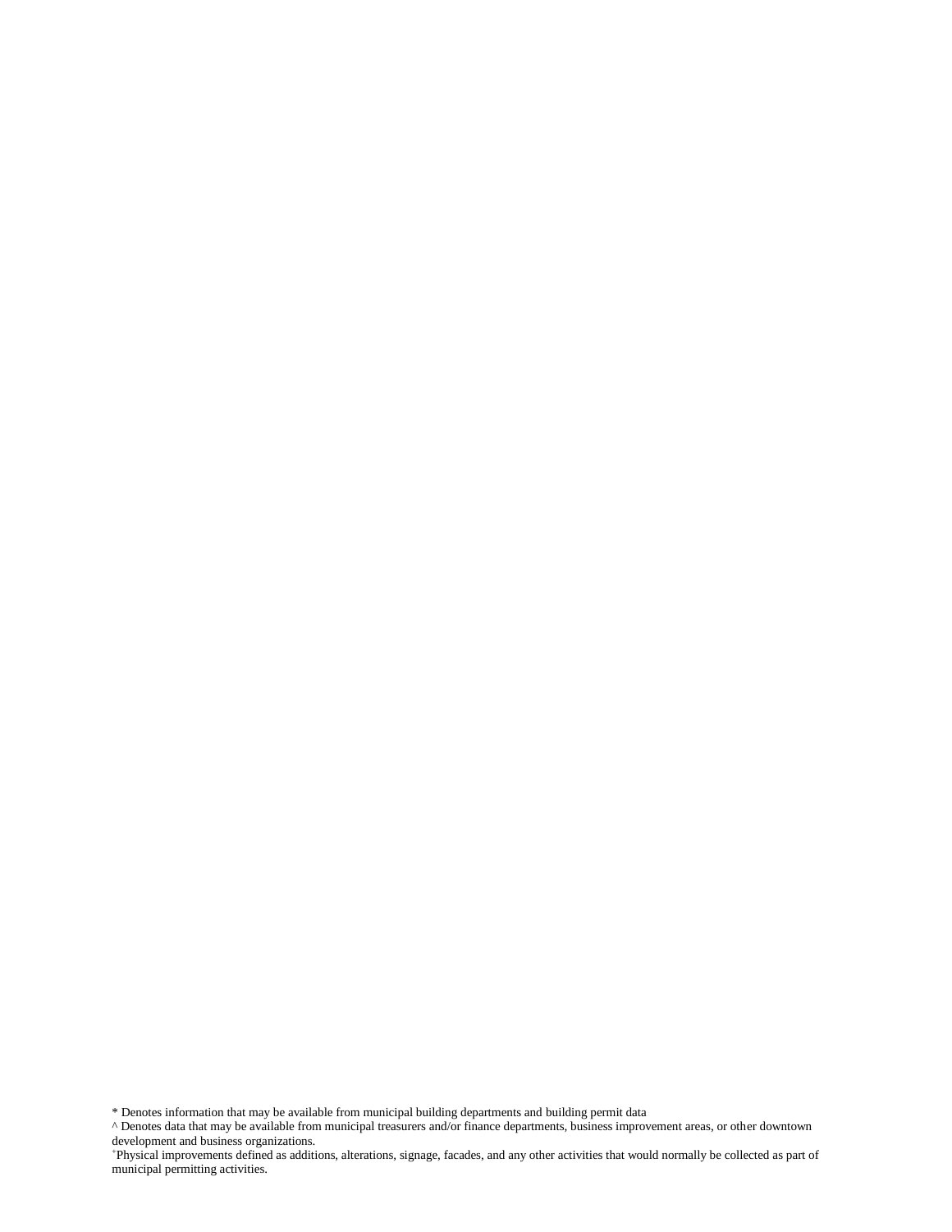* Denotes information that may be available from municipal building departments and building permit data

^ Denotes data that may be available from municipal treasurers and/or finance departments, business improvement areas, or other downtown development and business organizations.

[+]Physical improvements defined as additions, alterations, signage, facades, and any other activities that would normally be collected as part of municipal permitting activities.